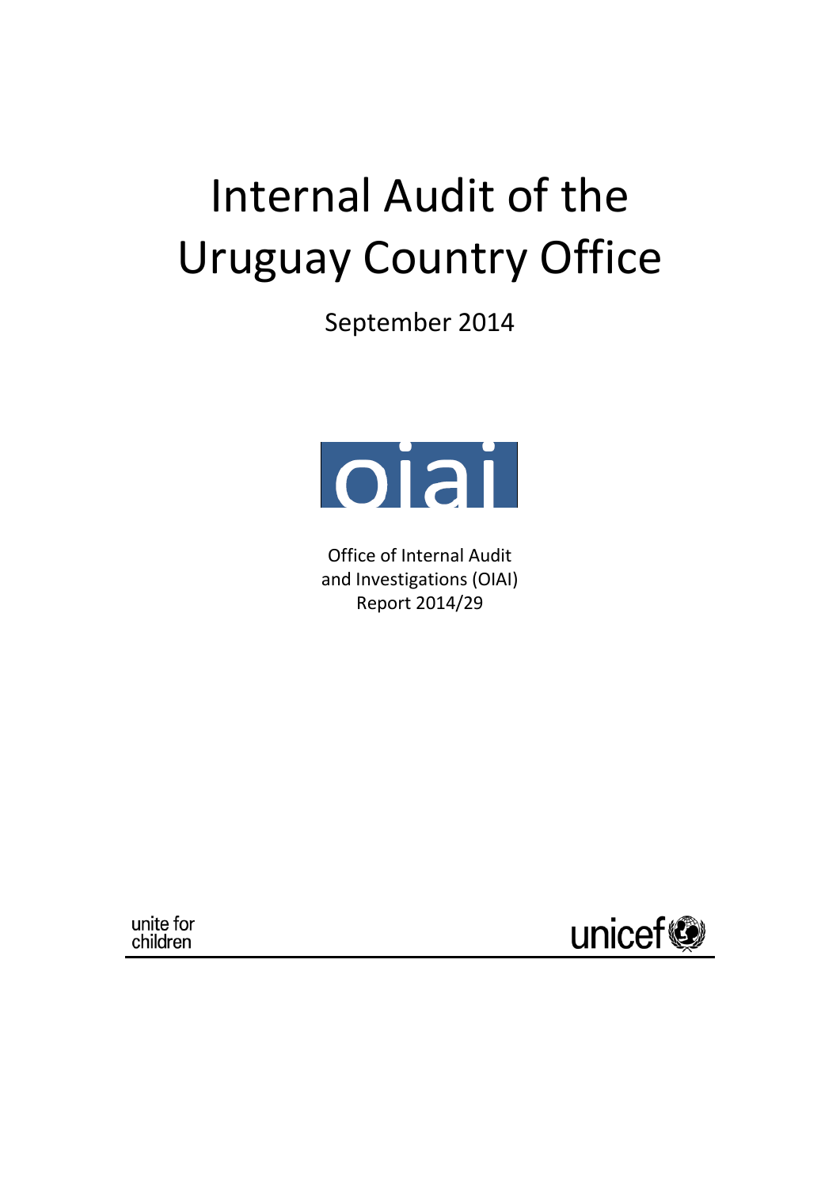# Internal Audit of the Uruguay Country Office

September 2014

oiai

Office of Internal Audit and Investigations (OIAI)
Report 2014/29

unite for children

unicef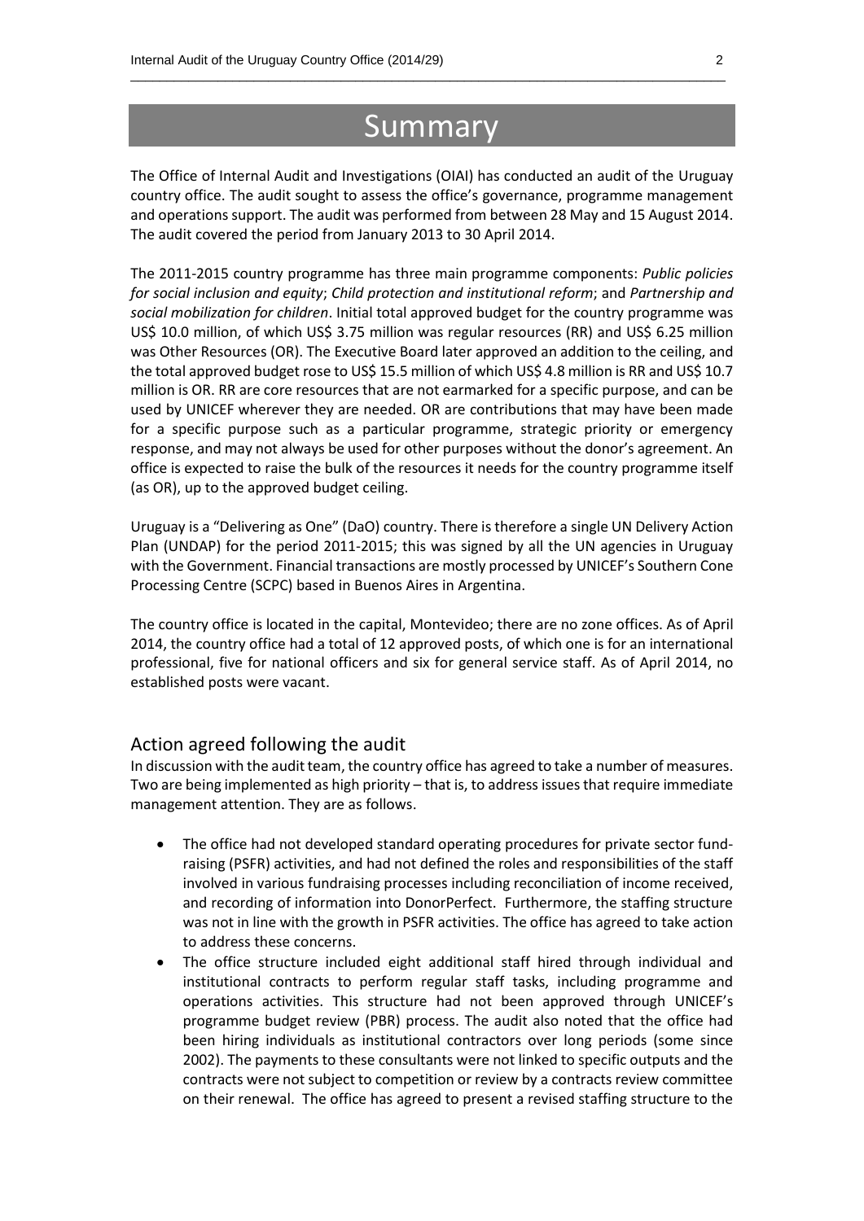# Summary

The Office of Internal Audit and Investigations (OIAI) has conducted an audit of the Uruguay country office. The audit sought to assess the office's governance, programme management and operations support. The audit was performed from between 28 May and 15 August 2014. The audit covered the period from January 2013 to 30 April 2014.

The 2011-2015 country programme has three main programme components: *Public policies for social inclusion and equity*; *Child protection and institutional reform*; and *Partnership and social mobilization for children*. Initial total approved budget for the country programme was US$ 10.0 million, of which US$ 3.75 million was regular resources (RR) and US$ 6.25 million was Other Resources (OR). The Executive Board later approved an addition to the ceiling, and the total approved budget rose to US$ 15.5 million of which US$ 4.8 million is RR and US$ 10.7 million is OR. RR are core resources that are not earmarked for a specific purpose, and can be used by UNICEF wherever they are needed. OR are contributions that may have been made for a specific purpose such as a particular programme, strategic priority or emergency response, and may not always be used for other purposes without the donor's agreement. An office is expected to raise the bulk of the resources it needs for the country programme itself (as OR), up to the approved budget ceiling.

Uruguay is a "Delivering as One" (DaO) country. There is therefore a single UN Delivery Action Plan (UNDAP) for the period 2011-2015; this was signed by all the UN agencies in Uruguay with the Government. Financial transactions are mostly processed by UNICEF's Southern Cone Processing Centre (SCPC) based in Buenos Aires in Argentina.

The country office is located in the capital, Montevideo; there are no zone offices. As of April 2014, the country office had a total of 12 approved posts, of which one is for an international professional, five for national officers and six for general service staff. As of April 2014, no established posts were vacant.

## Action agreed following the audit

In discussion with the audit team, the country office has agreed to take a number of measures. Two are being implemented as high priority – that is, to address issues that require immediate management attention. They are as follows.

- The office had not developed standard operating procedures for private sector fund-raising (PSFR) activities, and had not defined the roles and responsibilities of the staff involved in various fundraising processes including reconciliation of income received, and recording of information into DonorPerfect. Furthermore, the staffing structure was not in line with the growth in PSFR activities. The office has agreed to take action to address these concerns.
- The office structure included eight additional staff hired through individual and institutional contracts to perform regular staff tasks, including programme and operations activities. This structure had not been approved through UNICEF's programme budget review (PBR) process. The audit also noted that the office had been hiring individuals as institutional contractors over long periods (some since 2002). The payments to these consultants were not linked to specific outputs and the contracts were not subject to competition or review by a contracts review committee on their renewal. The office has agreed to present a revised staffing structure to the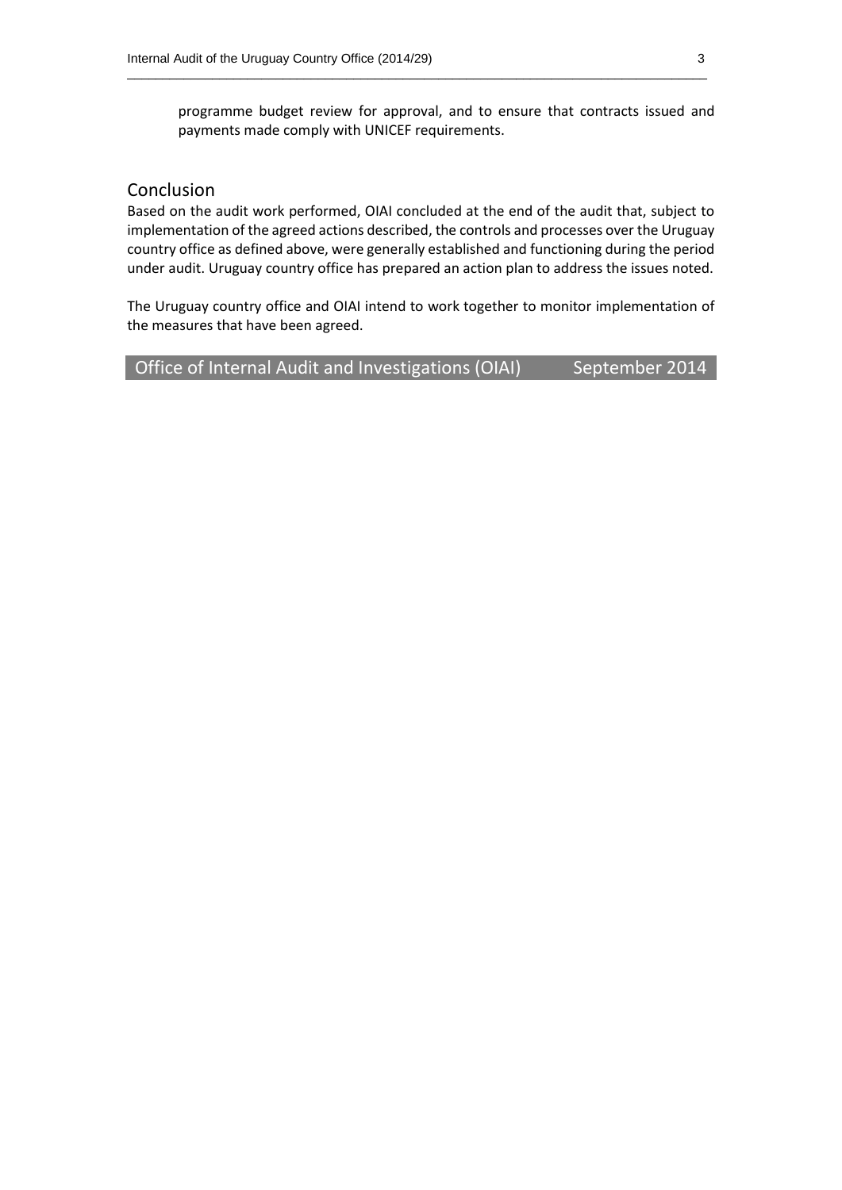programme budget review for approval, and to ensure that contracts issued and payments made comply with UNICEF requirements.

## Conclusion

Based on the audit work performed, OIAI concluded at the end of the audit that, subject to implementation of the agreed actions described, the controls and processes over the Uruguay country office as defined above, were generally established and functioning during the period under audit. Uruguay country office has prepared an action plan to address the issues noted.

The Uruguay country office and OIAI intend to work together to monitor implementation of the measures that have been agreed.

Office of Internal Audit and Investigations (OIAI) September 2014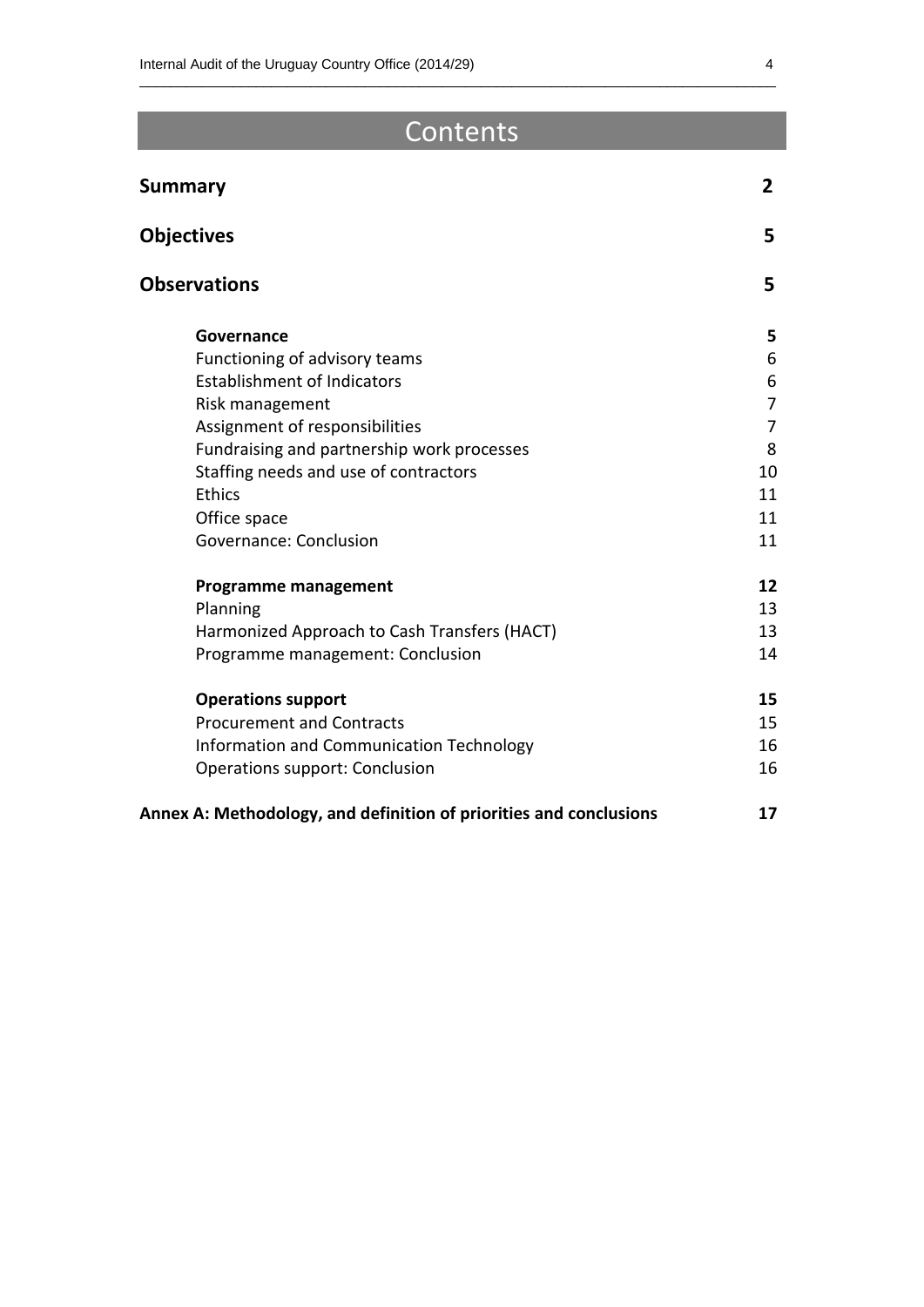# Contents

| | |
|---|---|
| **Summary** | **2** |
| **Objectives** | **5** |
| **Observations** | **5** |
| **Governance** | **5** |
| Functioning of advisory teams | 6 |
| Establishment of Indicators | 6 |
| Risk management | 7 |
| Assignment of responsibilities | 7 |
| Fundraising and partnership work processes | 8 |
| Staffing needs and use of contractors | 10 |
| Ethics | 11 |
| Office space | 11 |
| Governance: Conclusion | 11 |
| **Programme management** | **12** |
| Planning | 13 |
| Harmonized Approach to Cash Transfers (HACT) | 13 |
| Programme management: Conclusion | 14 |
| **Operations support** | **15** |
| Procurement and Contracts | 15 |
| Information and Communication Technology | 16 |
| Operations support: Conclusion | 16 |
| **Annex A: Methodology, and definition of priorities and conclusions** | **17** |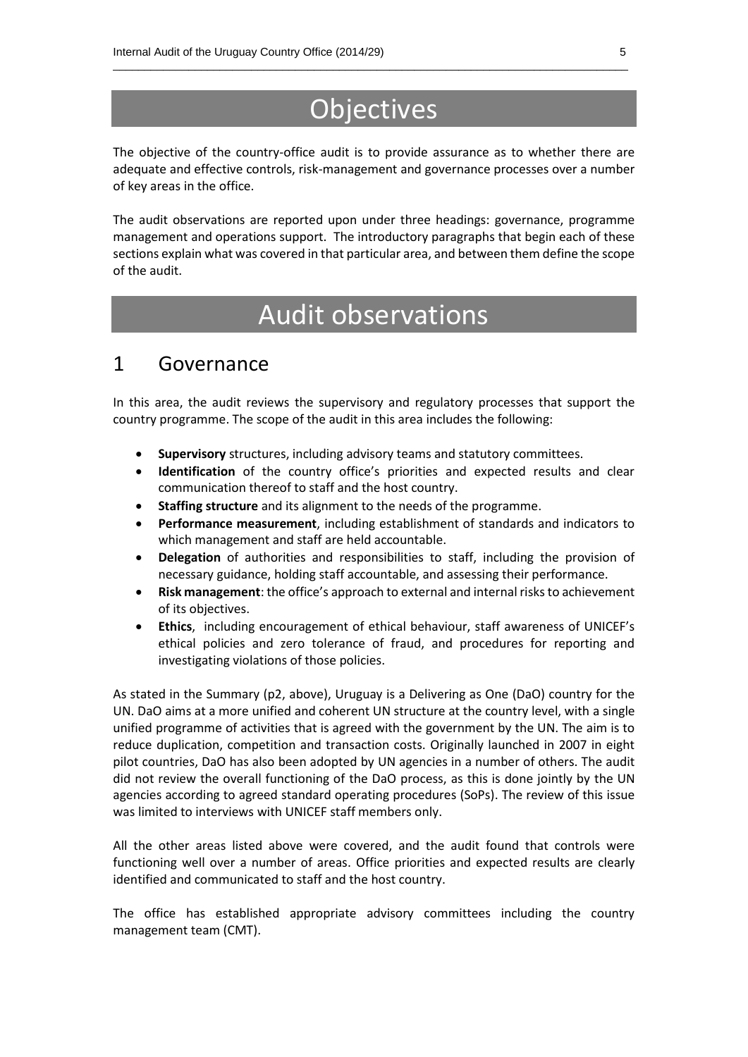# Objectives

The objective of the country-office audit is to provide assurance as to whether there are adequate and effective controls, risk-management and governance processes over a number of key areas in the office.

The audit observations are reported upon under three headings: governance, programme management and operations support. The introductory paragraphs that begin each of these sections explain what was covered in that particular area, and between them define the scope of the audit.

# Audit observations

## 1 Governance

In this area, the audit reviews the supervisory and regulatory processes that support the country programme. The scope of the audit in this area includes the following:

- **Supervisory** structures, including advisory teams and statutory committees.
- **Identification** of the country office's priorities and expected results and clear communication thereof to staff and the host country.
- **Staffing structure** and its alignment to the needs of the programme.
- **Performance measurement**, including establishment of standards and indicators to which management and staff are held accountable.
- **Delegation** of authorities and responsibilities to staff, including the provision of necessary guidance, holding staff accountable, and assessing their performance.
- **Risk management**: the office's approach to external and internal risks to achievement of its objectives.
- **Ethics**, including encouragement of ethical behaviour, staff awareness of UNICEF's ethical policies and zero tolerance of fraud, and procedures for reporting and investigating violations of those policies.

As stated in the Summary (p2, above), Uruguay is a Delivering as One (DaO) country for the UN. DaO aims at a more unified and coherent UN structure at the country level, with a single unified programme of activities that is agreed with the government by the UN. The aim is to reduce duplication, competition and transaction costs. Originally launched in 2007 in eight pilot countries, DaO has also been adopted by UN agencies in a number of others. The audit did not review the overall functioning of the DaO process, as this is done jointly by the UN agencies according to agreed standard operating procedures (SoPs). The review of this issue was limited to interviews with UNICEF staff members only.

All the other areas listed above were covered, and the audit found that controls were functioning well over a number of areas. Office priorities and expected results are clearly identified and communicated to staff and the host country.

The office has established appropriate advisory committees including the country management team (CMT).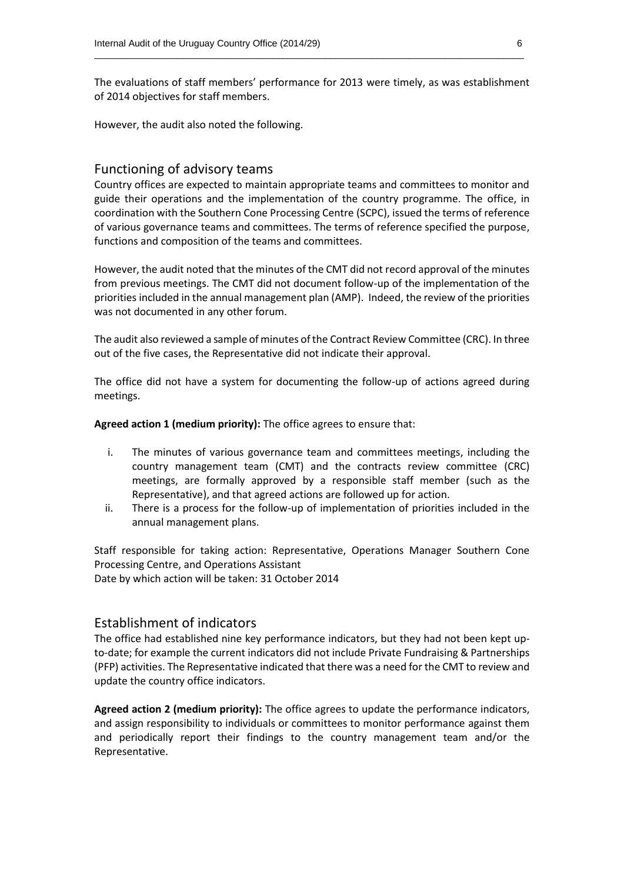The evaluations of staff members' performance for 2013 were timely, as was establishment of 2014 objectives for staff members.

However, the audit also noted the following.

## Functioning of advisory teams

Country offices are expected to maintain appropriate teams and committees to monitor and guide their operations and the implementation of the country programme. The office, in coordination with the Southern Cone Processing Centre (SCPC), issued the terms of reference of various governance teams and committees. The terms of reference specified the purpose, functions and composition of the teams and committees.

However, the audit noted that the minutes of the CMT did not record approval of the minutes from previous meetings. The CMT did not document follow-up of the implementation of the priorities included in the annual management plan (AMP). Indeed, the review of the priorities was not documented in any other forum.

The audit also reviewed a sample of minutes of the Contract Review Committee (CRC). In three out of the five cases, the Representative did not indicate their approval.

The office did not have a system for documenting the follow-up of actions agreed during meetings.

**Agreed action 1 (medium priority):** The office agrees to ensure that:

i. The minutes of various governance team and committees meetings, including the country management team (CMT) and the contracts review committee (CRC) meetings, are formally approved by a responsible staff member (such as the Representative), and that agreed actions are followed up for action.
ii. There is a process for the follow-up of implementation of priorities included in the annual management plans.

Staff responsible for taking action: Representative, Operations Manager Southern Cone Processing Centre, and Operations Assistant
Date by which action will be taken: 31 October 2014

## Establishment of indicators

The office had established nine key performance indicators, but they had not been kept up-to-date; for example the current indicators did not include Private Fundraising & Partnerships (PFP) activities. The Representative indicated that there was a need for the CMT to review and update the country office indicators.

**Agreed action 2 (medium priority):** The office agrees to update the performance indicators, and assign responsibility to individuals or committees to monitor performance against them and periodically report their findings to the country management team and/or the Representative.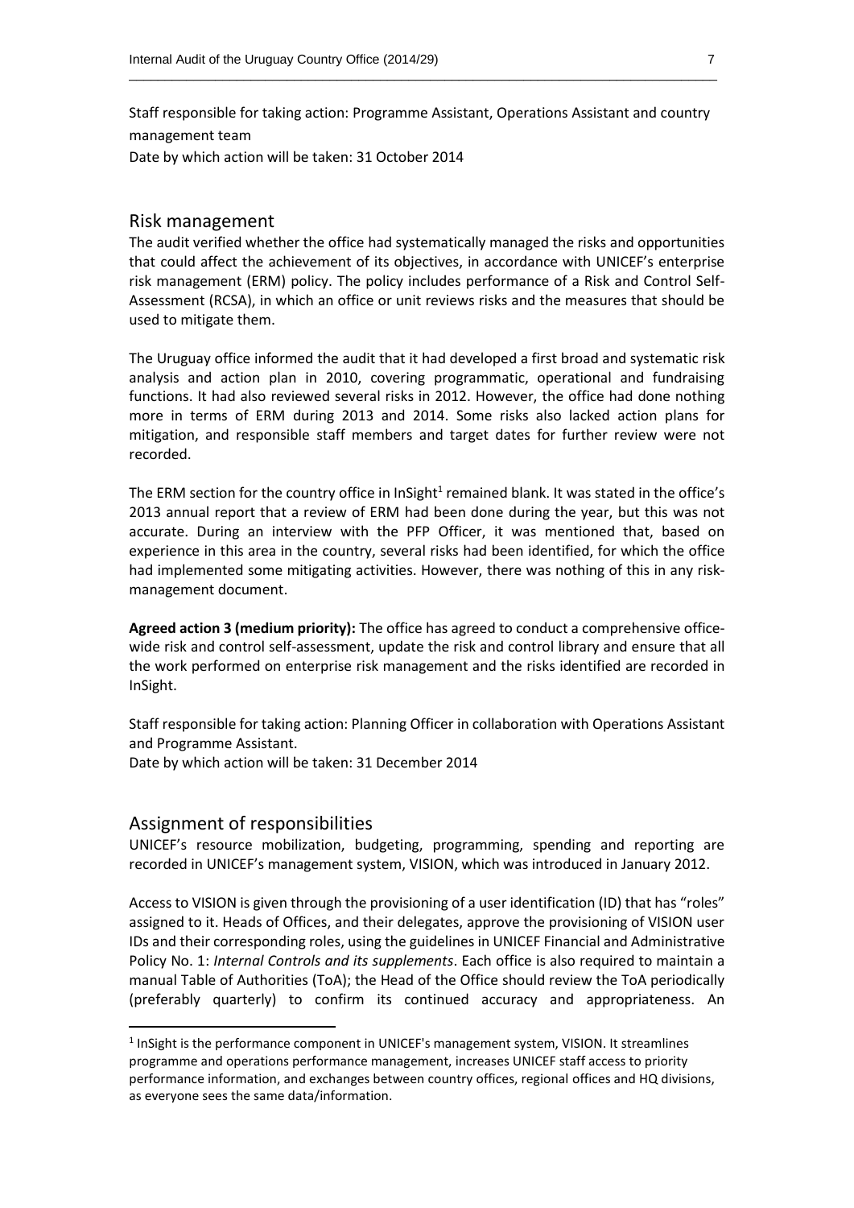Staff responsible for taking action: Programme Assistant, Operations Assistant and country management team
Date by which action will be taken: 31 October 2014

## Risk management

The audit verified whether the office had systematically managed the risks and opportunities that could affect the achievement of its objectives, in accordance with UNICEF's enterprise risk management (ERM) policy. The policy includes performance of a Risk and Control Self-Assessment (RCSA), in which an office or unit reviews risks and the measures that should be used to mitigate them.

The Uruguay office informed the audit that it had developed a first broad and systematic risk analysis and action plan in 2010, covering programmatic, operational and fundraising functions. It had also reviewed several risks in 2012. However, the office had done nothing more in terms of ERM during 2013 and 2014. Some risks also lacked action plans for mitigation, and responsible staff members and target dates for further review were not recorded.

The ERM section for the country office in InSight[1] remained blank. It was stated in the office's 2013 annual report that a review of ERM had been done during the year, but this was not accurate. During an interview with the PFP Officer, it was mentioned that, based on experience in this area in the country, several risks had been identified, for which the office had implemented some mitigating activities. However, there was nothing of this in any risk-management document.

**Agreed action 3 (medium priority):** The office has agreed to conduct a comprehensive office-wide risk and control self-assessment, update the risk and control library and ensure that all the work performed on enterprise risk management and the risks identified are recorded in InSight.

Staff responsible for taking action: Planning Officer in collaboration with Operations Assistant and Programme Assistant.
Date by which action will be taken: 31 December 2014

## Assignment of responsibilities

UNICEF's resource mobilization, budgeting, programming, spending and reporting are recorded in UNICEF's management system, VISION, which was introduced in January 2012.

Access to VISION is given through the provisioning of a user identification (ID) that has "roles" assigned to it. Heads of Offices, and their delegates, approve the provisioning of VISION user IDs and their corresponding roles, using the guidelines in UNICEF Financial and Administrative Policy No. 1: *Internal Controls and its supplements*. Each office is also required to maintain a manual Table of Authorities (ToA); the Head of the Office should review the ToA periodically (preferably quarterly) to confirm its continued accuracy and appropriateness. An

[1] InSight is the performance component in UNICEF's management system, VISION. It streamlines programme and operations performance management, increases UNICEF staff access to priority performance information, and exchanges between country offices, regional offices and HQ divisions, as everyone sees the same data/information.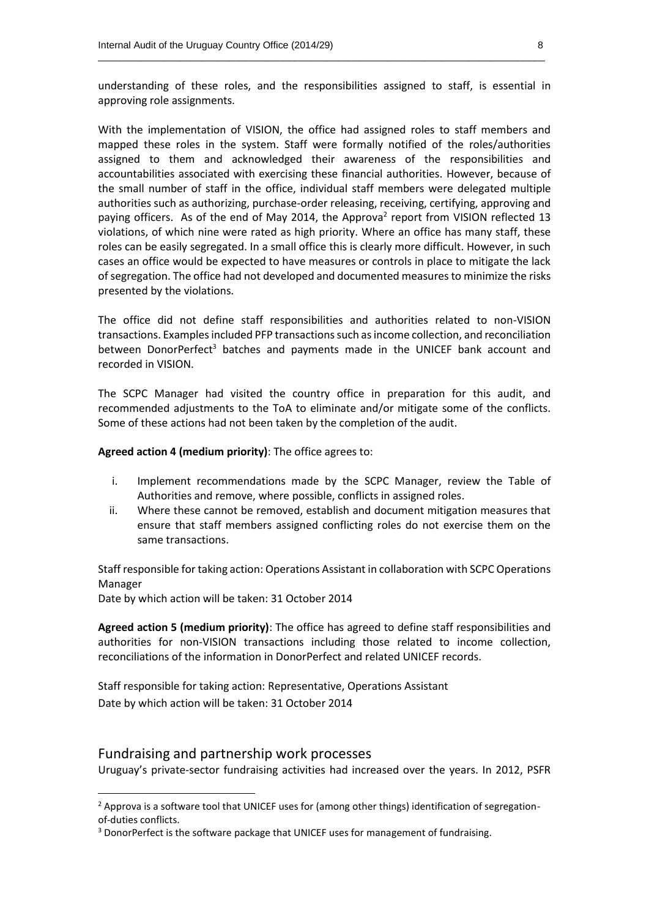understanding of these roles, and the responsibilities assigned to staff, is essential in approving role assignments.

With the implementation of VISION, the office had assigned roles to staff members and mapped these roles in the system. Staff were formally notified of the roles/authorities assigned to them and acknowledged their awareness of the responsibilities and accountabilities associated with exercising these financial authorities. However, because of the small number of staff in the office, individual staff members were delegated multiple authorities such as authorizing, purchase-order releasing, receiving, certifying, approving and paying officers. As of the end of May 2014, the Approva[2] report from VISION reflected 13 violations, of which nine were rated as high priority. Where an office has many staff, these roles can be easily segregated. In a small office this is clearly more difficult. However, in such cases an office would be expected to have measures or controls in place to mitigate the lack of segregation. The office had not developed and documented measures to minimize the risks presented by the violations.

The office did not define staff responsibilities and authorities related to non-VISION transactions. Examples included PFP transactions such as income collection, and reconciliation between DonorPerfect[3] batches and payments made in the UNICEF bank account and recorded in VISION.

The SCPC Manager had visited the country office in preparation for this audit, and recommended adjustments to the ToA to eliminate and/or mitigate some of the conflicts. Some of these actions had not been taken by the completion of the audit.

**Agreed action 4 (medium priority)**: The office agrees to:

i. Implement recommendations made by the SCPC Manager, review the Table of Authorities and remove, where possible, conflicts in assigned roles.
ii. Where these cannot be removed, establish and document mitigation measures that ensure that staff members assigned conflicting roles do not exercise them on the same transactions.

Staff responsible for taking action: Operations Assistant in collaboration with SCPC Operations Manager
Date by which action will be taken: 31 October 2014

**Agreed action 5 (medium priority)**: The office has agreed to define staff responsibilities and authorities for non-VISION transactions including those related to income collection, reconciliations of the information in DonorPerfect and related UNICEF records.

Staff responsible for taking action: Representative, Operations Assistant
Date by which action will be taken: 31 October 2014

## Fundraising and partnership work processes

Uruguay's private-sector fundraising activities had increased over the years. In 2012, PSFR

[2] Approva is a software tool that UNICEF uses for (among other things) identification of segregation-of-duties conflicts.

[3] DonorPerfect is the software package that UNICEF uses for management of fundraising.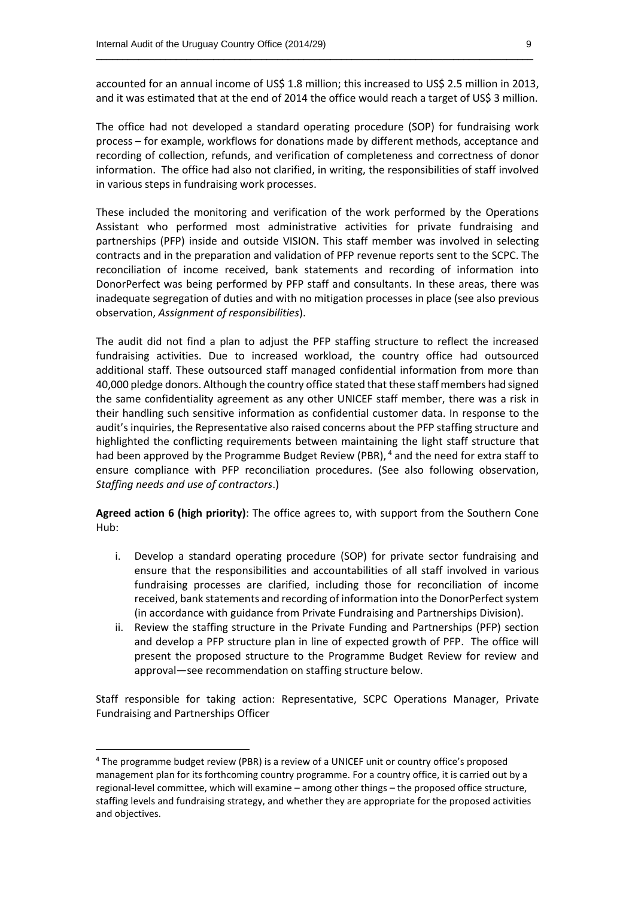accounted for an annual income of US$ 1.8 million; this increased to US$ 2.5 million in 2013, and it was estimated that at the end of 2014 the office would reach a target of US$ 3 million.

The office had not developed a standard operating procedure (SOP) for fundraising work process – for example, workflows for donations made by different methods, acceptance and recording of collection, refunds, and verification of completeness and correctness of donor information. The office had also not clarified, in writing, the responsibilities of staff involved in various steps in fundraising work processes.

These included the monitoring and verification of the work performed by the Operations Assistant who performed most administrative activities for private fundraising and partnerships (PFP) inside and outside VISION. This staff member was involved in selecting contracts and in the preparation and validation of PFP revenue reports sent to the SCPC. The reconciliation of income received, bank statements and recording of information into DonorPerfect was being performed by PFP staff and consultants. In these areas, there was inadequate segregation of duties and with no mitigation processes in place (see also previous observation, *Assignment of responsibilities*).

The audit did not find a plan to adjust the PFP staffing structure to reflect the increased fundraising activities. Due to increased workload, the country office had outsourced additional staff. These outsourced staff managed confidential information from more than 40,000 pledge donors. Although the country office stated that these staff members had signed the same confidentiality agreement as any other UNICEF staff member, there was a risk in their handling such sensitive information as confidential customer data. In response to the audit's inquiries, the Representative also raised concerns about the PFP staffing structure and highlighted the conflicting requirements between maintaining the light staff structure that had been approved by the Programme Budget Review (PBR),[4] and the need for extra staff to ensure compliance with PFP reconciliation procedures. (See also following observation, *Staffing needs and use of contractors*.)

**Agreed action 6 (high priority)**: The office agrees to, with support from the Southern Cone Hub:

i. Develop a standard operating procedure (SOP) for private sector fundraising and ensure that the responsibilities and accountabilities of all staff involved in various fundraising processes are clarified, including those for reconciliation of income received, bank statements and recording of information into the DonorPerfect system (in accordance with guidance from Private Fundraising and Partnerships Division).
ii. Review the staffing structure in the Private Funding and Partnerships (PFP) section and develop a PFP structure plan in line of expected growth of PFP. The office will present the proposed structure to the Programme Budget Review for review and approval—see recommendation on staffing structure below.

Staff responsible for taking action: Representative, SCPC Operations Manager, Private Fundraising and Partnerships Officer

[4] The programme budget review (PBR) is a review of a UNICEF unit or country office's proposed management plan for its forthcoming country programme. For a country office, it is carried out by a regional-level committee, which will examine – among other things – the proposed office structure, staffing levels and fundraising strategy, and whether they are appropriate for the proposed activities and objectives.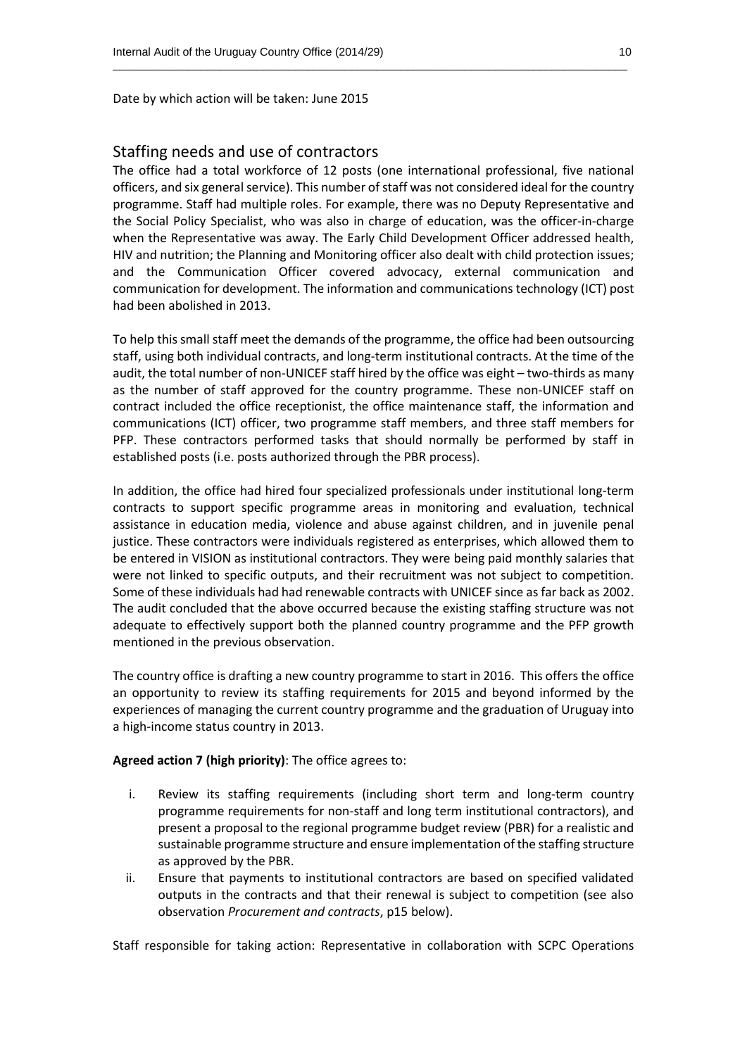Date by which action will be taken: June 2015

## Staffing needs and use of contractors

The office had a total workforce of 12 posts (one international professional, five national officers, and six general service). This number of staff was not considered ideal for the country programme. Staff had multiple roles. For example, there was no Deputy Representative and the Social Policy Specialist, who was also in charge of education, was the officer-in-charge when the Representative was away. The Early Child Development Officer addressed health, HIV and nutrition; the Planning and Monitoring officer also dealt with child protection issues; and the Communication Officer covered advocacy, external communication and communication for development. The information and communications technology (ICT) post had been abolished in 2013.

To help this small staff meet the demands of the programme, the office had been outsourcing staff, using both individual contracts, and long-term institutional contracts. At the time of the audit, the total number of non-UNICEF staff hired by the office was eight – two-thirds as many as the number of staff approved for the country programme. These non-UNICEF staff on contract included the office receptionist, the office maintenance staff, the information and communications (ICT) officer, two programme staff members, and three staff members for PFP. These contractors performed tasks that should normally be performed by staff in established posts (i.e. posts authorized through the PBR process).

In addition, the office had hired four specialized professionals under institutional long-term contracts to support specific programme areas in monitoring and evaluation, technical assistance in education media, violence and abuse against children, and in juvenile penal justice. These contractors were individuals registered as enterprises, which allowed them to be entered in VISION as institutional contractors. They were being paid monthly salaries that were not linked to specific outputs, and their recruitment was not subject to competition. Some of these individuals had had renewable contracts with UNICEF since as far back as 2002. The audit concluded that the above occurred because the existing staffing structure was not adequate to effectively support both the planned country programme and the PFP growth mentioned in the previous observation.

The country office is drafting a new country programme to start in 2016. This offers the office an opportunity to review its staffing requirements for 2015 and beyond informed by the experiences of managing the current country programme and the graduation of Uruguay into a high-income status country in 2013.

**Agreed action 7 (high priority)**: The office agrees to:

i. Review its staffing requirements (including short term and long-term country programme requirements for non-staff and long term institutional contractors), and present a proposal to the regional programme budget review (PBR) for a realistic and sustainable programme structure and ensure implementation of the staffing structure as approved by the PBR.
ii. Ensure that payments to institutional contractors are based on specified validated outputs in the contracts and that their renewal is subject to competition (see also observation *Procurement and contracts*, p15 below).

Staff responsible for taking action: Representative in collaboration with SCPC Operations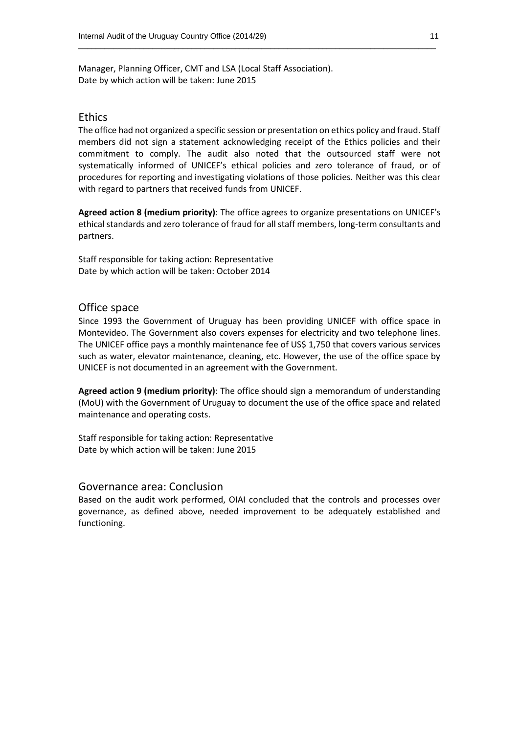Manager, Planning Officer, CMT and LSA (Local Staff Association).
Date by which action will be taken: June 2015

## Ethics

The office had not organized a specific session or presentation on ethics policy and fraud. Staff members did not sign a statement acknowledging receipt of the Ethics policies and their commitment to comply. The audit also noted that the outsourced staff were not systematically informed of UNICEF's ethical policies and zero tolerance of fraud, or of procedures for reporting and investigating violations of those policies. Neither was this clear with regard to partners that received funds from UNICEF.

**Agreed action 8 (medium priority)**: The office agrees to organize presentations on UNICEF's ethical standards and zero tolerance of fraud for all staff members, long-term consultants and partners.

Staff responsible for taking action: Representative
Date by which action will be taken: October 2014

## Office space

Since 1993 the Government of Uruguay has been providing UNICEF with office space in Montevideo. The Government also covers expenses for electricity and two telephone lines. The UNICEF office pays a monthly maintenance fee of US$ 1,750 that covers various services such as water, elevator maintenance, cleaning, etc. However, the use of the office space by UNICEF is not documented in an agreement with the Government.

**Agreed action 9 (medium priority)**: The office should sign a memorandum of understanding (MoU) with the Government of Uruguay to document the use of the office space and related maintenance and operating costs.

Staff responsible for taking action: Representative
Date by which action will be taken: June 2015

## Governance area: Conclusion

Based on the audit work performed, OIAI concluded that the controls and processes over governance, as defined above, needed improvement to be adequately established and functioning.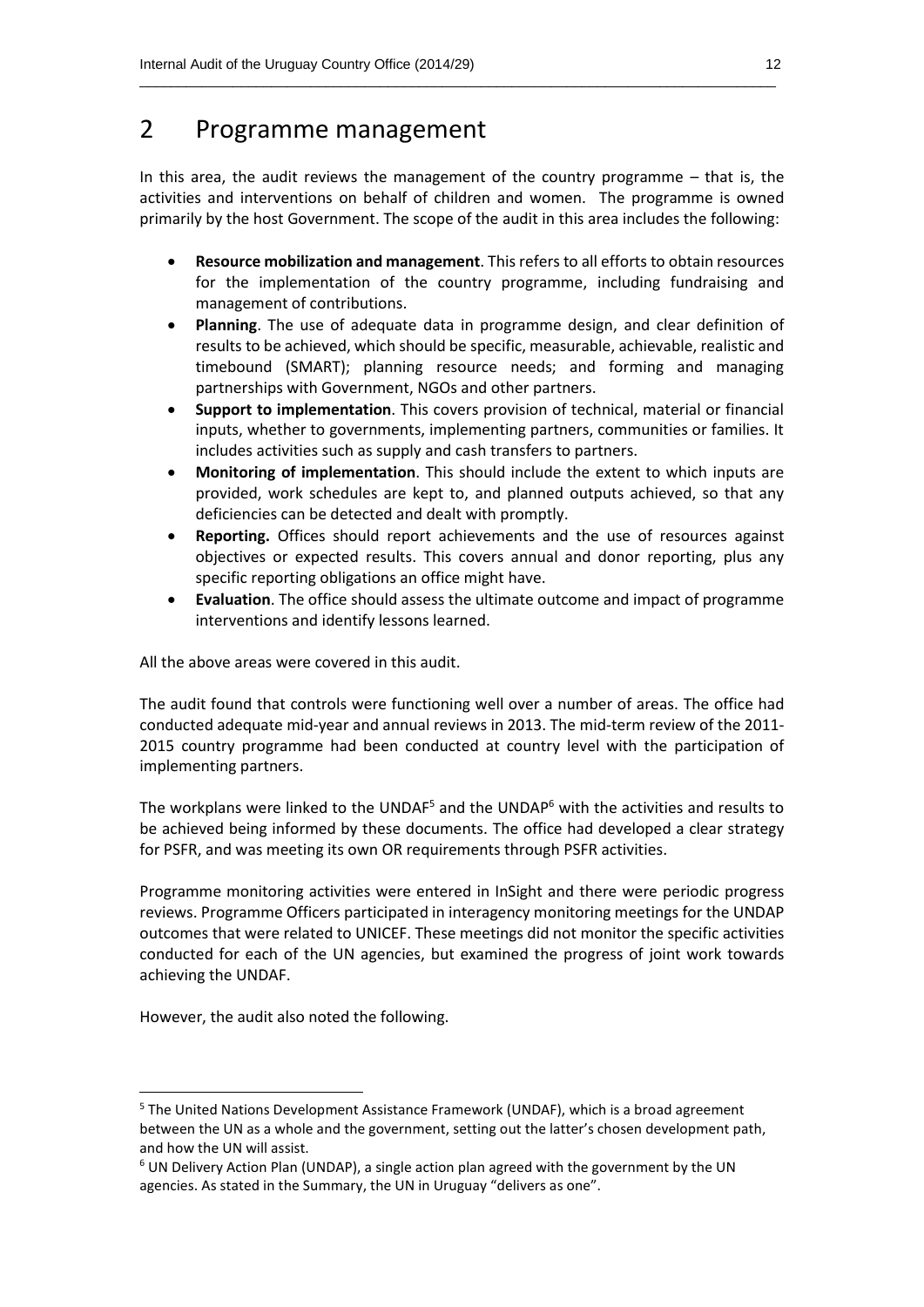# 2 Programme management

In this area, the audit reviews the management of the country programme – that is, the activities and interventions on behalf of children and women. The programme is owned primarily by the host Government. The scope of the audit in this area includes the following:

- **Resource mobilization and management**. This refers to all efforts to obtain resources for the implementation of the country programme, including fundraising and management of contributions.
- **Planning**. The use of adequate data in programme design, and clear definition of results to be achieved, which should be specific, measurable, achievable, realistic and timebound (SMART); planning resource needs; and forming and managing partnerships with Government, NGOs and other partners.
- **Support to implementation**. This covers provision of technical, material or financial inputs, whether to governments, implementing partners, communities or families. It includes activities such as supply and cash transfers to partners.
- **Monitoring of implementation**. This should include the extent to which inputs are provided, work schedules are kept to, and planned outputs achieved, so that any deficiencies can be detected and dealt with promptly.
- **Reporting.** Offices should report achievements and the use of resources against objectives or expected results. This covers annual and donor reporting, plus any specific reporting obligations an office might have.
- **Evaluation**. The office should assess the ultimate outcome and impact of programme interventions and identify lessons learned.

All the above areas were covered in this audit.

The audit found that controls were functioning well over a number of areas. The office had conducted adequate mid-year and annual reviews in 2013. The mid-term review of the 2011-2015 country programme had been conducted at country level with the participation of implementing partners.

The workplans were linked to the UNDAF[5] and the UNDAP[6] with the activities and results to be achieved being informed by these documents. The office had developed a clear strategy for PSFR, and was meeting its own OR requirements through PSFR activities.

Programme monitoring activities were entered in InSight and there were periodic progress reviews. Programme Officers participated in interagency monitoring meetings for the UNDAP outcomes that were related to UNICEF. These meetings did not monitor the specific activities conducted for each of the UN agencies, but examined the progress of joint work towards achieving the UNDAF.

However, the audit also noted the following.

---

[5] The United Nations Development Assistance Framework (UNDAF), which is a broad agreement between the UN as a whole and the government, setting out the latter's chosen development path, and how the UN will assist.

[6] UN Delivery Action Plan (UNDAP), a single action plan agreed with the government by the UN agencies. As stated in the Summary, the UN in Uruguay "delivers as one".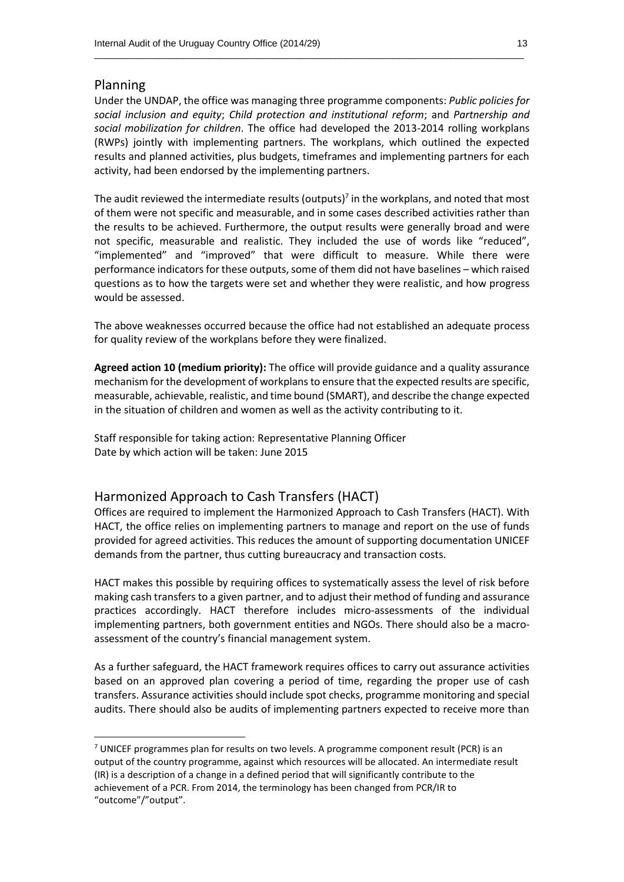## Planning

Under the UNDAP, the office was managing three programme components: *Public policies for social inclusion and equity*; *Child protection and institutional reform*; and *Partnership and social mobilization for children*. The office had developed the 2013-2014 rolling workplans (RWPs) jointly with implementing partners. The workplans, which outlined the expected results and planned activities, plus budgets, timeframes and implementing partners for each activity, had been endorsed by the implementing partners.

The audit reviewed the intermediate results (outputs)[7] in the workplans, and noted that most of them were not specific and measurable, and in some cases described activities rather than the results to be achieved. Furthermore, the output results were generally broad and were not specific, measurable and realistic. They included the use of words like "reduced", "implemented" and "improved" that were difficult to measure. While there were performance indicators for these outputs, some of them did not have baselines – which raised questions as to how the targets were set and whether they were realistic, and how progress would be assessed.

The above weaknesses occurred because the office had not established an adequate process for quality review of the workplans before they were finalized.

**Agreed action 10 (medium priority):** The office will provide guidance and a quality assurance mechanism for the development of workplans to ensure that the expected results are specific, measurable, achievable, realistic, and time bound (SMART), and describe the change expected in the situation of children and women as well as the activity contributing to it.

Staff responsible for taking action: Representative Planning Officer
Date by which action will be taken: June 2015

## Harmonized Approach to Cash Transfers (HACT)

Offices are required to implement the Harmonized Approach to Cash Transfers (HACT). With HACT, the office relies on implementing partners to manage and report on the use of funds provided for agreed activities. This reduces the amount of supporting documentation UNICEF demands from the partner, thus cutting bureaucracy and transaction costs.

HACT makes this possible by requiring offices to systematically assess the level of risk before making cash transfers to a given partner, and to adjust their method of funding and assurance practices accordingly. HACT therefore includes micro-assessments of the individual implementing partners, both government entities and NGOs. There should also be a macro-assessment of the country's financial management system.

As a further safeguard, the HACT framework requires offices to carry out assurance activities based on an approved plan covering a period of time, regarding the proper use of cash transfers. Assurance activities should include spot checks, programme monitoring and special audits. There should also be audits of implementing partners expected to receive more than

[7] UNICEF programmes plan for results on two levels. A programme component result (PCR) is an output of the country programme, against which resources will be allocated. An intermediate result (IR) is a description of a change in a defined period that will significantly contribute to the achievement of a PCR. From 2014, the terminology has been changed from PCR/IR to "outcome"/"output".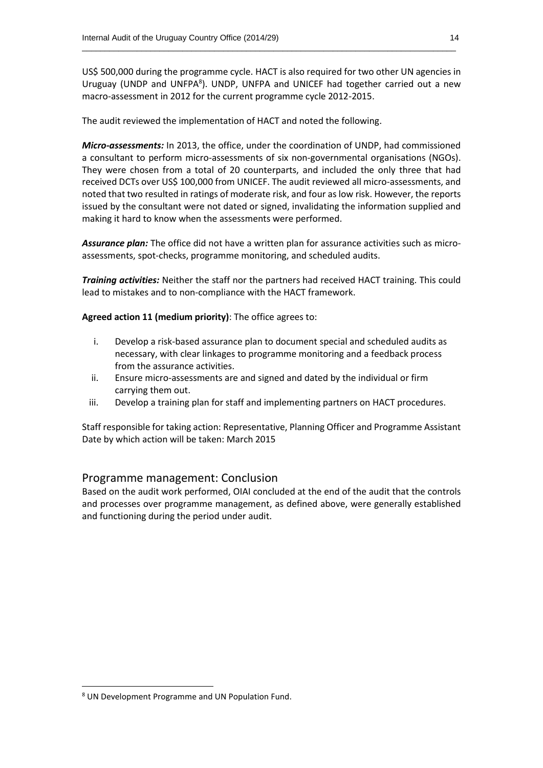US$ 500,000 during the programme cycle. HACT is also required for two other UN agencies in Uruguay (UNDP and UNFPA[8]). UNDP, UNFPA and UNICEF had together carried out a new macro-assessment in 2012 for the current programme cycle 2012-2015.

The audit reviewed the implementation of HACT and noted the following.

***Micro-assessments:*** In 2013, the office, under the coordination of UNDP, had commissioned a consultant to perform micro-assessments of six non-governmental organisations (NGOs). They were chosen from a total of 20 counterparts, and included the only three that had received DCTs over US$ 100,000 from UNICEF. The audit reviewed all micro-assessments, and noted that two resulted in ratings of moderate risk, and four as low risk. However, the reports issued by the consultant were not dated or signed, invalidating the information supplied and making it hard to know when the assessments were performed.

***Assurance plan:*** The office did not have a written plan for assurance activities such as micro-assessments, spot-checks, programme monitoring, and scheduled audits.

***Training activities:*** Neither the staff nor the partners had received HACT training. This could lead to mistakes and to non-compliance with the HACT framework.

**Agreed action 11 (medium priority)**: The office agrees to:

i. Develop a risk-based assurance plan to document special and scheduled audits as necessary, with clear linkages to programme monitoring and a feedback process from the assurance activities.
ii. Ensure micro-assessments are and signed and dated by the individual or firm carrying them out.
iii. Develop a training plan for staff and implementing partners on HACT procedures.

Staff responsible for taking action: Representative, Planning Officer and Programme Assistant
Date by which action will be taken: March 2015

## Programme management: Conclusion

Based on the audit work performed, OIAI concluded at the end of the audit that the controls and processes over programme management, as defined above, were generally established and functioning during the period under audit.

---

[8] UN Development Programme and UN Population Fund.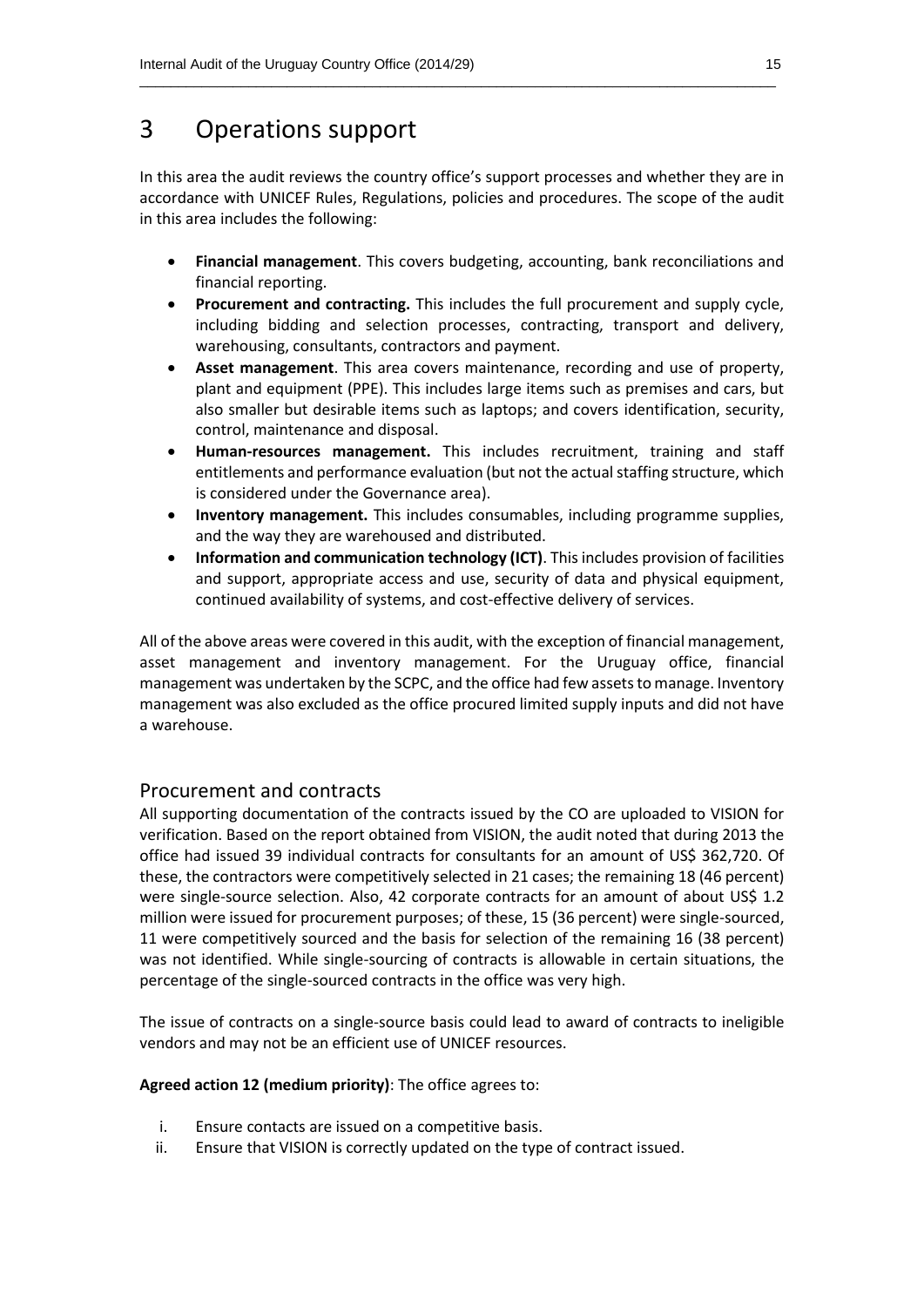# 3 Operations support

In this area the audit reviews the country office's support processes and whether they are in accordance with UNICEF Rules, Regulations, policies and procedures. The scope of the audit in this area includes the following:

- **Financial management**. This covers budgeting, accounting, bank reconciliations and financial reporting.
- **Procurement and contracting.** This includes the full procurement and supply cycle, including bidding and selection processes, contracting, transport and delivery, warehousing, consultants, contractors and payment.
- **Asset management**. This area covers maintenance, recording and use of property, plant and equipment (PPE). This includes large items such as premises and cars, but also smaller but desirable items such as laptops; and covers identification, security, control, maintenance and disposal.
- **Human-resources management.** This includes recruitment, training and staff entitlements and performance evaluation (but not the actual staffing structure, which is considered under the Governance area).
- **Inventory management.** This includes consumables, including programme supplies, and the way they are warehoused and distributed.
- **Information and communication technology (ICT)**. This includes provision of facilities and support, appropriate access and use, security of data and physical equipment, continued availability of systems, and cost-effective delivery of services.

All of the above areas were covered in this audit, with the exception of financial management, asset management and inventory management. For the Uruguay office, financial management was undertaken by the SCPC, and the office had few assets to manage. Inventory management was also excluded as the office procured limited supply inputs and did not have a warehouse.

## Procurement and contracts

All supporting documentation of the contracts issued by the CO are uploaded to VISION for verification. Based on the report obtained from VISION, the audit noted that during 2013 the office had issued 39 individual contracts for consultants for an amount of US$ 362,720. Of these, the contractors were competitively selected in 21 cases; the remaining 18 (46 percent) were single-source selection. Also, 42 corporate contracts for an amount of about US$ 1.2 million were issued for procurement purposes; of these, 15 (36 percent) were single-sourced, 11 were competitively sourced and the basis for selection of the remaining 16 (38 percent) was not identified. While single-sourcing of contracts is allowable in certain situations, the percentage of the single-sourced contracts in the office was very high.

The issue of contracts on a single-source basis could lead to award of contracts to ineligible vendors and may not be an efficient use of UNICEF resources.

**Agreed action 12 (medium priority)**: The office agrees to:

i. Ensure contacts are issued on a competitive basis.
ii. Ensure that VISION is correctly updated on the type of contract issued.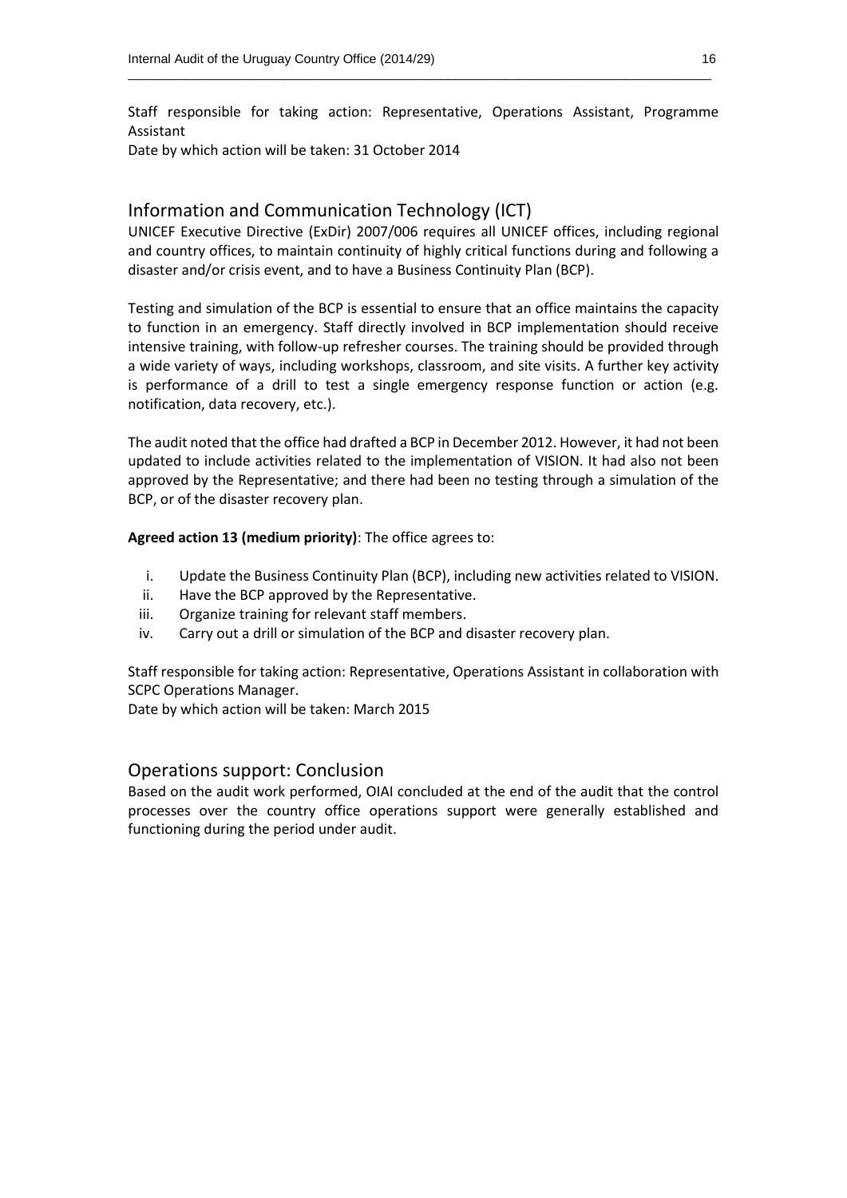Staff responsible for taking action: Representative, Operations Assistant, Programme Assistant
Date by which action will be taken: 31 October 2014

## Information and Communication Technology (ICT)

UNICEF Executive Directive (ExDir) 2007/006 requires all UNICEF offices, including regional and country offices, to maintain continuity of highly critical functions during and following a disaster and/or crisis event, and to have a Business Continuity Plan (BCP).

Testing and simulation of the BCP is essential to ensure that an office maintains the capacity to function in an emergency. Staff directly involved in BCP implementation should receive intensive training, with follow-up refresher courses. The training should be provided through a wide variety of ways, including workshops, classroom, and site visits. A further key activity is performance of a drill to test a single emergency response function or action (e.g. notification, data recovery, etc.).

The audit noted that the office had drafted a BCP in December 2012. However, it had not been updated to include activities related to the implementation of VISION. It had also not been approved by the Representative; and there had been no testing through a simulation of the BCP, or of the disaster recovery plan.

**Agreed action 13 (medium priority)**: The office agrees to:

i. Update the Business Continuity Plan (BCP), including new activities related to VISION.
ii. Have the BCP approved by the Representative.
iii. Organize training for relevant staff members.
iv. Carry out a drill or simulation of the BCP and disaster recovery plan.

Staff responsible for taking action: Representative, Operations Assistant in collaboration with SCPC Operations Manager.
Date by which action will be taken: March 2015

## Operations support: Conclusion

Based on the audit work performed, OIAI concluded at the end of the audit that the control processes over the country office operations support were generally established and functioning during the period under audit.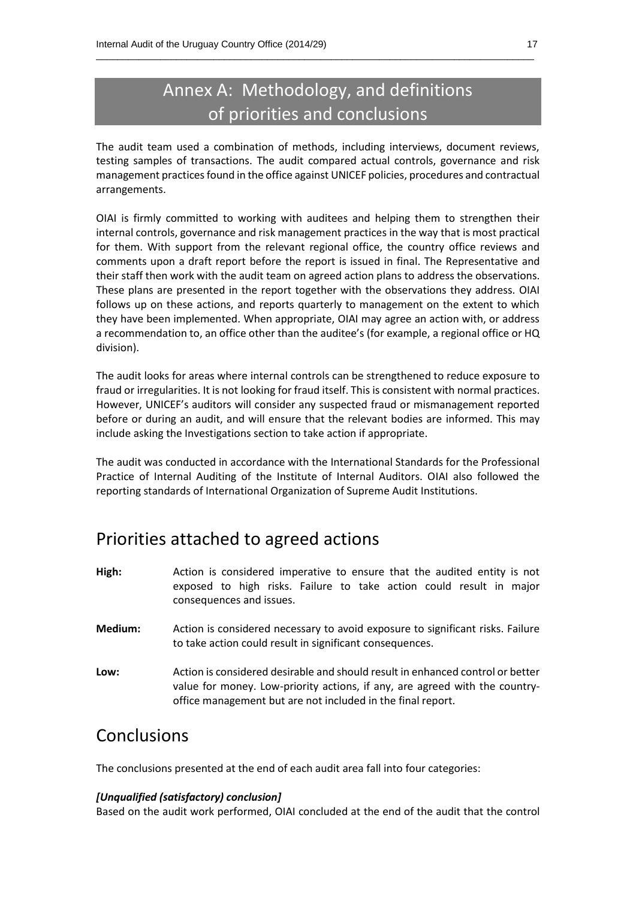# Annex A: Methodology, and definitions of priorities and conclusions

The audit team used a combination of methods, including interviews, document reviews, testing samples of transactions. The audit compared actual controls, governance and risk management practices found in the office against UNICEF policies, procedures and contractual arrangements.

OIAI is firmly committed to working with auditees and helping them to strengthen their internal controls, governance and risk management practices in the way that is most practical for them. With support from the relevant regional office, the country office reviews and comments upon a draft report before the report is issued in final. The Representative and their staff then work with the audit team on agreed action plans to address the observations. These plans are presented in the report together with the observations they address. OIAI follows up on these actions, and reports quarterly to management on the extent to which they have been implemented. When appropriate, OIAI may agree an action with, or address a recommendation to, an office other than the auditee's (for example, a regional office or HQ division).

The audit looks for areas where internal controls can be strengthened to reduce exposure to fraud or irregularities. It is not looking for fraud itself. This is consistent with normal practices. However, UNICEF's auditors will consider any suspected fraud or mismanagement reported before or during an audit, and will ensure that the relevant bodies are informed. This may include asking the Investigations section to take action if appropriate.

The audit was conducted in accordance with the International Standards for the Professional Practice of Internal Auditing of the Institute of Internal Auditors. OIAI also followed the reporting standards of International Organization of Supreme Audit Institutions.

## Priorities attached to agreed actions

**High:** Action is considered imperative to ensure that the audited entity is not exposed to high risks. Failure to take action could result in major consequences and issues.

**Medium:** Action is considered necessary to avoid exposure to significant risks. Failure to take action could result in significant consequences.

**Low:** Action is considered desirable and should result in enhanced control or better value for money. Low-priority actions, if any, are agreed with the country-office management but are not included in the final report.

## Conclusions

The conclusions presented at the end of each audit area fall into four categories:

***[Unqualified (satisfactory) conclusion]***

Based on the audit work performed, OIAI concluded at the end of the audit that the control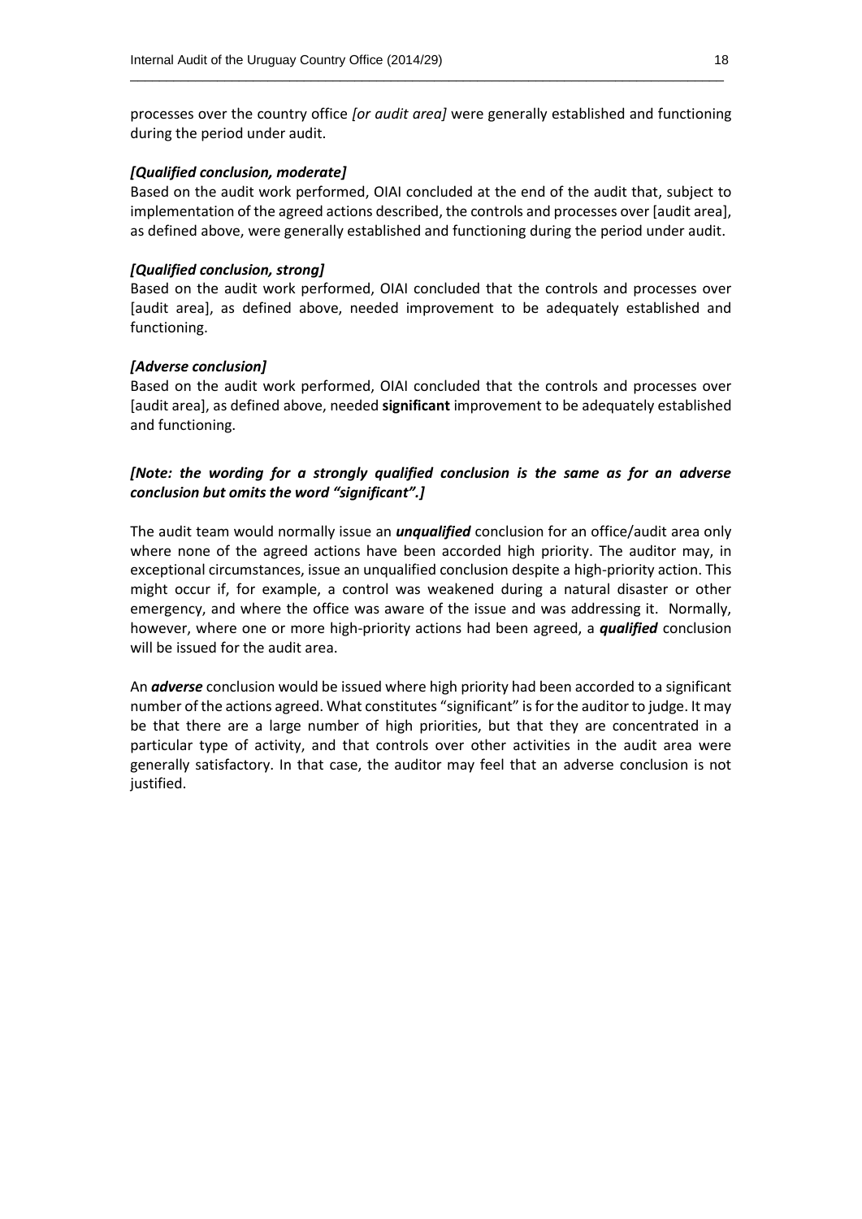processes over the country office *[or audit area]* were generally established and functioning during the period under audit.

***[Qualified conclusion, moderate]***

Based on the audit work performed, OIAI concluded at the end of the audit that, subject to implementation of the agreed actions described, the controls and processes over [audit area], as defined above, were generally established and functioning during the period under audit.

***[Qualified conclusion, strong]***

Based on the audit work performed, OIAI concluded that the controls and processes over [audit area], as defined above, needed improvement to be adequately established and functioning.

***[Adverse conclusion]***

Based on the audit work performed, OIAI concluded that the controls and processes over [audit area], as defined above, needed **significant** improvement to be adequately established and functioning.

***[Note: the wording for a strongly qualified conclusion is the same as for an adverse conclusion but omits the word "significant".]***

The audit team would normally issue an ***unqualified*** conclusion for an office/audit area only where none of the agreed actions have been accorded high priority. The auditor may, in exceptional circumstances, issue an unqualified conclusion despite a high-priority action. This might occur if, for example, a control was weakened during a natural disaster or other emergency, and where the office was aware of the issue and was addressing it. Normally, however, where one or more high-priority actions had been agreed, a ***qualified*** conclusion will be issued for the audit area.

An ***adverse*** conclusion would be issued where high priority had been accorded to a significant number of the actions agreed. What constitutes "significant" is for the auditor to judge. It may be that there are a large number of high priorities, but that they are concentrated in a particular type of activity, and that controls over other activities in the audit area were generally satisfactory. In that case, the auditor may feel that an adverse conclusion is not justified.